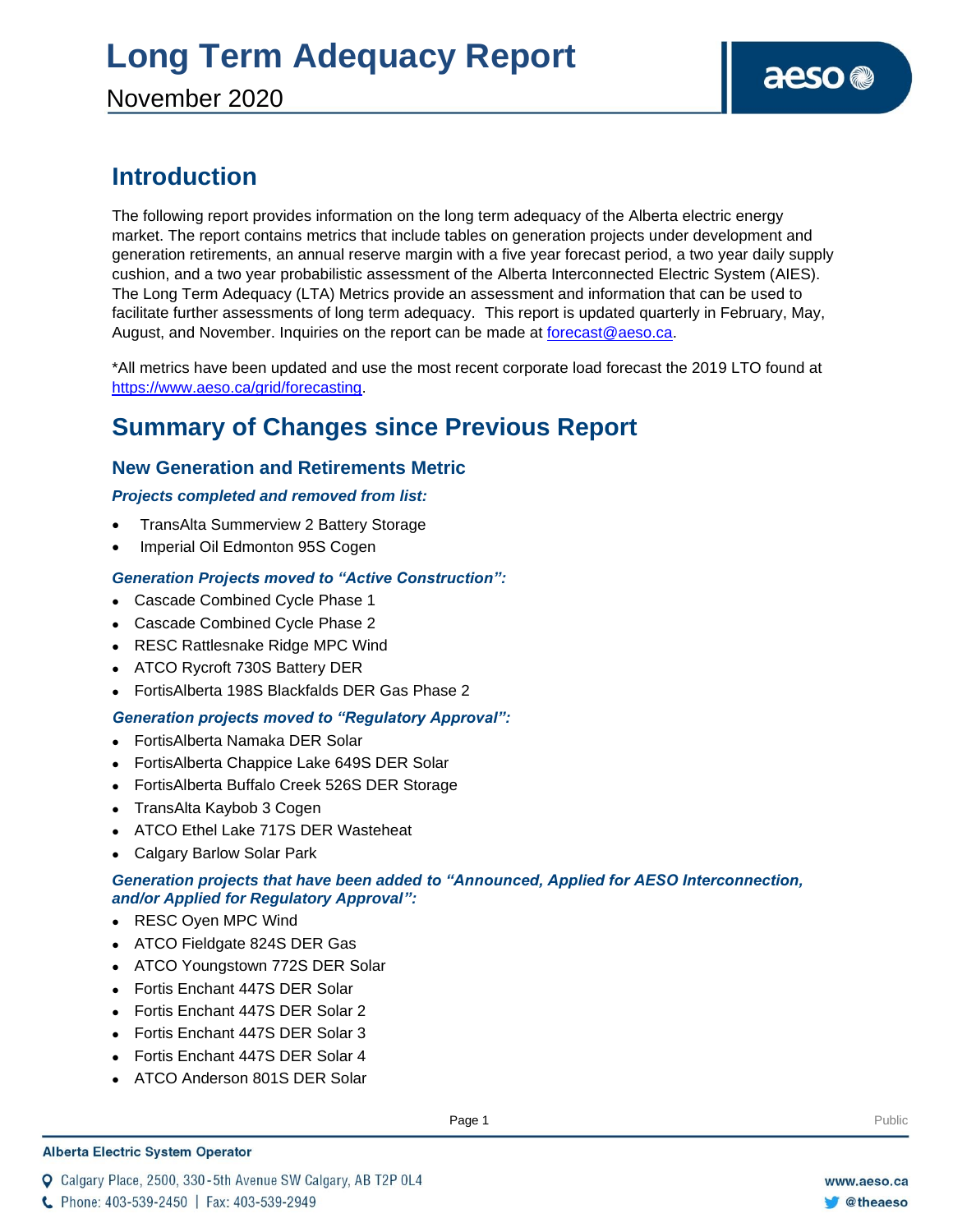# Long Term Adequacy Report

November 2020

## Introduction

The following report provides information on the long term adequacy of the Alberta electric energy market. The report contains metrics that include tables on generation projects under development and generation retirements, an annual reserve margin with a five year forecast period, a two year daily supply cushion, and a two year probabilistic assessment of the Alberta Interconnected Electric System (AIES). The Long Term Adequacy (LTA) Metrics provide an assessment and information that can be used to facilitate further assessments of long term adequacy. This report is updated quarterly in February, May, August, and November. Inquiries on the report can be made at forecast@aeso.ca.

*All metrics have been updated and use the most recent corporate load forecast the 2019 LTO found at https://www.aeso.ca/grid/forecasting.

## Summary of Changes since Previous Report

### New Generation and Retirements Metric

***Projects completed and removed from list:***

- TransAlta Summerview 2 Battery Storage
- Imperial Oil Edmonton 95S Cogen

***Generation Projects moved to "Active Construction":***

- Cascade Combined Cycle Phase 1
- Cascade Combined Cycle Phase 2
- RESC Rattlesnake Ridge MPC Wind
- ATCO Rycroft 730S Battery DER
- FortisAlberta 198S Blackfalds DER Gas Phase 2

***Generation projects moved to "Regulatory Approval":***

- FortisAlberta Namaka DER Solar
- FortisAlberta Chappice Lake 649S DER Solar
- FortisAlberta Buffalo Creek 526S DER Storage
- TransAlta Kaybob 3 Cogen
- ATCO Ethel Lake 717S DER Wasteheat
- Calgary Barlow Solar Park

***Generation projects that have been added to "Announced, Applied for AESO Interconnection, and/or Applied for Regulatory Approval":***

- RESC Oyen MPC Wind
- ATCO Fieldgate 824S DER Gas
- ATCO Youngstown 772S DER Solar
- Fortis Enchant 447S DER Solar
- Fortis Enchant 447S DER Solar 2
- Fortis Enchant 447S DER Solar 3
- Fortis Enchant 447S DER Solar 4
- ATCO Anderson 801S DER Solar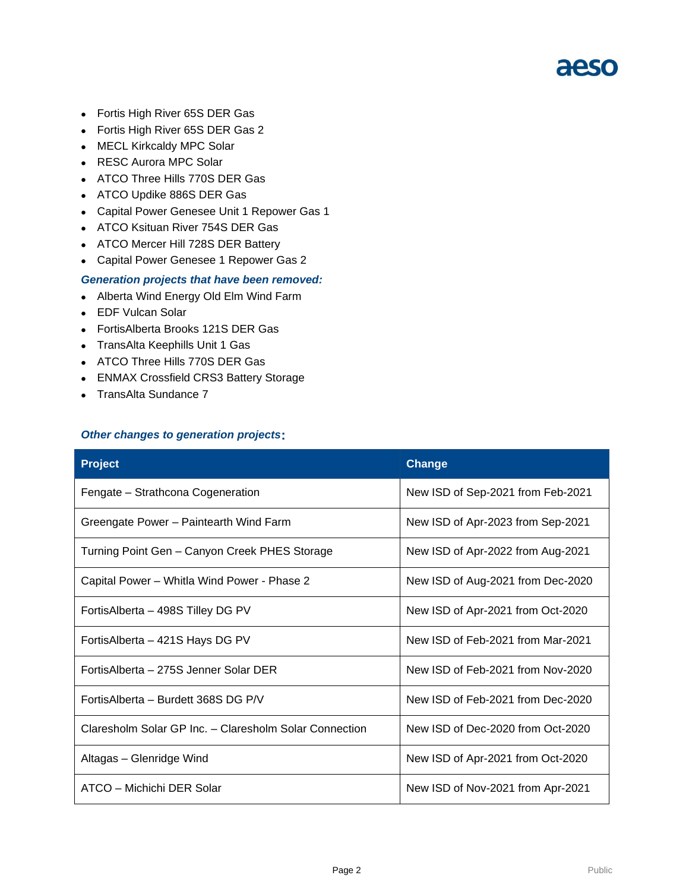- Fortis High River 65S DER Gas
- Fortis High River 65S DER Gas 2
- MECL Kirkcaldy MPC Solar
- RESC Aurora MPC Solar
- ATCO Three Hills 770S DER Gas
- ATCO Updike 886S DER Gas
- Capital Power Genesee Unit 1 Repower Gas 1
- ATCO Ksituan River 754S DER Gas
- ATCO Mercer Hill 728S DER Battery
- Capital Power Genesee 1 Repower Gas 2

***Generation projects that have been removed:***

- Alberta Wind Energy Old Elm Wind Farm
- EDF Vulcan Solar
- FortisAlberta Brooks 121S DER Gas
- TransAlta Keephills Unit 1 Gas
- ATCO Three Hills 770S DER Gas
- ENMAX Crossfield CRS3 Battery Storage
- TransAlta Sundance 7

***Other changes to generation projects:***

| Project | Change |
| --- | --- |
| Fengate – Strathcona Cogeneration | New ISD of Sep-2021 from Feb-2021 |
| Greengate Power – Paintearth Wind Farm | New ISD of Apr-2023 from Sep-2021 |
| Turning Point Gen – Canyon Creek PHES Storage | New ISD of Apr-2022 from Aug-2021 |
| Capital Power – Whitla Wind Power - Phase 2 | New ISD of Aug-2021 from Dec-2020 |
| FortisAlberta – 498S Tilley DG PV | New ISD of Apr-2021 from Oct-2020 |
| FortisAlberta – 421S Hays DG PV | New ISD of Feb-2021 from Mar-2021 |
| FortisAlberta – 275S Jenner Solar DER | New ISD of Feb-2021 from Nov-2020 |
| FortisAlberta – Burdett 368S DG P/V | New ISD of Feb-2021 from Dec-2020 |
| Claresholm Solar GP Inc. – Claresholm Solar Connection | New ISD of Dec-2020 from Oct-2020 |
| Altagas – Glenridge Wind | New ISD of Apr-2021 from Oct-2020 |
| ATCO – Michichi DER Solar | New ISD of Nov-2021 from Apr-2021 |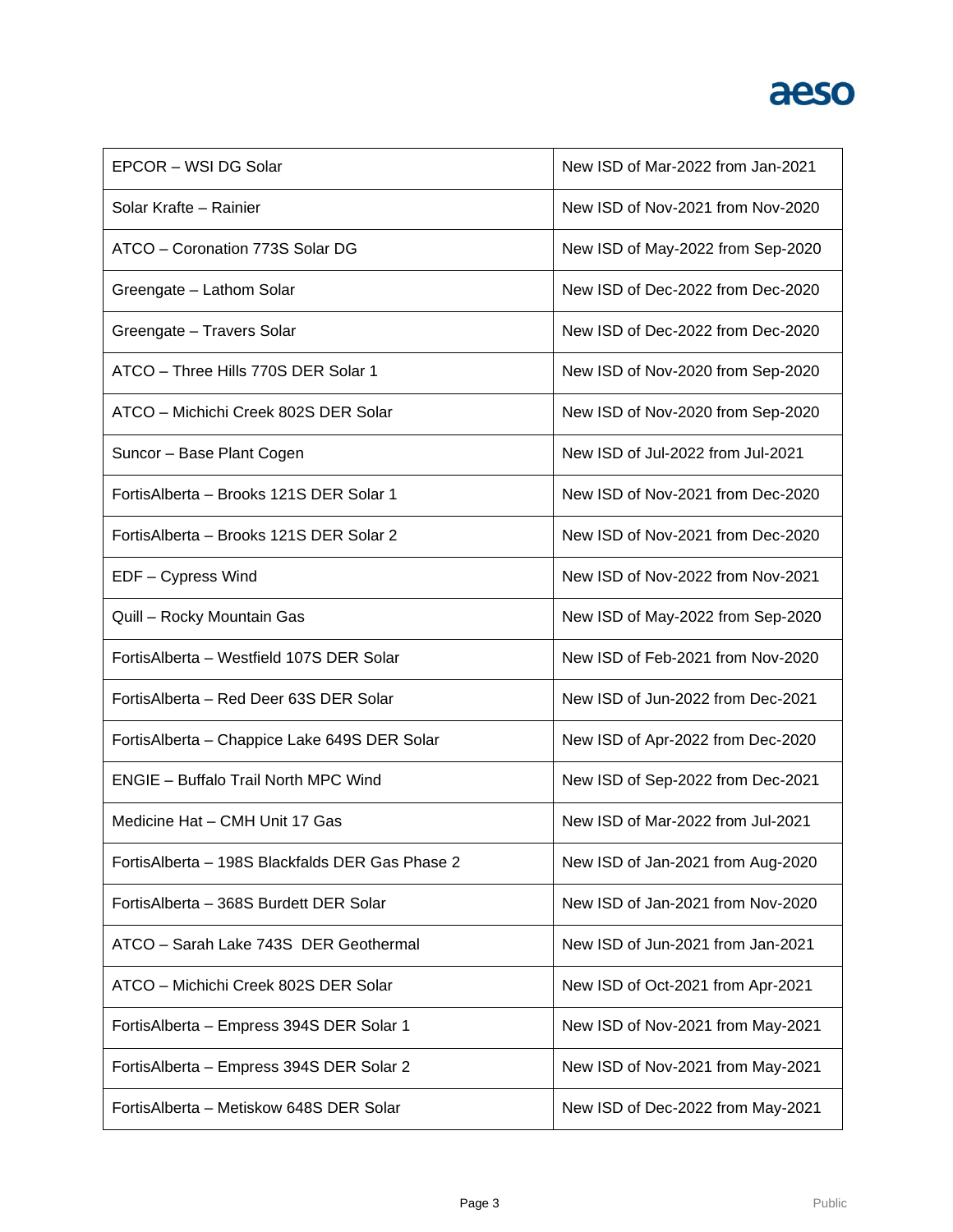| EPCOR – WSI DG Solar | New ISD of Mar-2022 from Jan-2021 |
|---|---|
| Solar Krafte – Rainier | New ISD of Nov-2021 from Nov-2020 |
| ATCO – Coronation 773S Solar DG | New ISD of May-2022 from Sep-2020 |
| Greengate – Lathom Solar | New ISD of Dec-2022 from Dec-2020 |
| Greengate – Travers Solar | New ISD of Dec-2022 from Dec-2020 |
| ATCO – Three Hills 770S DER Solar 1 | New ISD of Nov-2020 from Sep-2020 |
| ATCO – Michichi Creek 802S DER Solar | New ISD of Nov-2020 from Sep-2020 |
| Suncor – Base Plant Cogen | New ISD of Jul-2022 from Jul-2021 |
| FortisAlberta – Brooks 121S DER Solar 1 | New ISD of Nov-2021 from Dec-2020 |
| FortisAlberta – Brooks 121S DER Solar 2 | New ISD of Nov-2021 from Dec-2020 |
| EDF – Cypress Wind | New ISD of Nov-2022 from Nov-2021 |
| Quill – Rocky Mountain Gas | New ISD of May-2022 from Sep-2020 |
| FortisAlberta – Westfield 107S DER Solar | New ISD of Feb-2021 from Nov-2020 |
| FortisAlberta – Red Deer 63S DER Solar | New ISD of Jun-2022 from Dec-2021 |
| FortisAlberta – Chappice Lake 649S DER Solar | New ISD of Apr-2022 from Dec-2020 |
| ENGIE – Buffalo Trail North MPC Wind | New ISD of Sep-2022 from Dec-2021 |
| Medicine Hat – CMH Unit 17 Gas | New ISD of Mar-2022 from Jul-2021 |
| FortisAlberta – 198S Blackfalds DER Gas Phase 2 | New ISD of Jan-2021 from Aug-2020 |
| FortisAlberta – 368S Burdett DER Solar | New ISD of Jan-2021 from Nov-2020 |
| ATCO – Sarah Lake 743S DER Geothermal | New ISD of Jun-2021 from Jan-2021 |
| ATCO – Michichi Creek 802S DER Solar | New ISD of Oct-2021 from Apr-2021 |
| FortisAlberta – Empress 394S DER Solar 1 | New ISD of Nov-2021 from May-2021 |
| FortisAlberta – Empress 394S DER Solar 2 | New ISD of Nov-2021 from May-2021 |
| FortisAlberta – Metiskow 648S DER Solar | New ISD of Dec-2022 from May-2021 |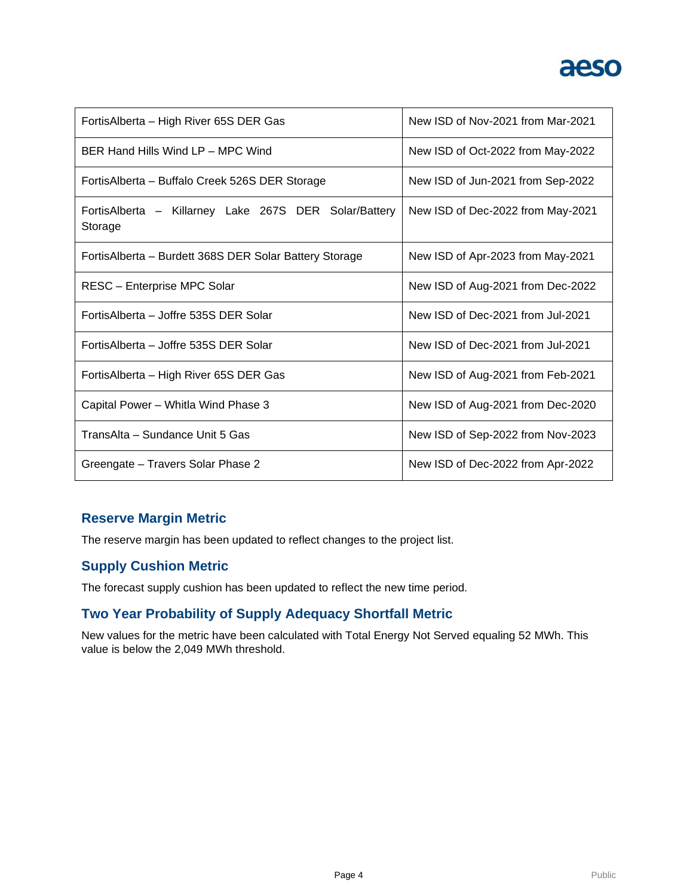| FortisAlberta – High River 65S DER Gas | New ISD of Nov-2021 from Mar-2021 |
| --- | --- |
| BER Hand Hills Wind LP – MPC Wind | New ISD of Oct-2022 from May-2022 |
| FortisAlberta – Buffalo Creek 526S DER Storage | New ISD of Jun-2021 from Sep-2022 |
| FortisAlberta – Killarney Lake 267S DER Solar/Battery Storage | New ISD of Dec-2022 from May-2021 |
| FortisAlberta – Burdett 368S DER Solar Battery Storage | New ISD of Apr-2023 from May-2021 |
| RESC – Enterprise MPC Solar | New ISD of Aug-2021 from Dec-2022 |
| FortisAlberta – Joffre 535S DER Solar | New ISD of Dec-2021 from Jul-2021 |
| FortisAlberta – Joffre 535S DER Solar | New ISD of Dec-2021 from Jul-2021 |
| FortisAlberta – High River 65S DER Gas | New ISD of Aug-2021 from Feb-2021 |
| Capital Power – Whitla Wind Phase 3 | New ISD of Aug-2021 from Dec-2020 |
| TransAlta – Sundance Unit 5 Gas | New ISD of Sep-2022 from Nov-2023 |
| Greengate – Travers Solar Phase 2 | New ISD of Dec-2022 from Apr-2022 |

## Reserve Margin Metric

The reserve margin has been updated to reflect changes to the project list.

## Supply Cushion Metric

The forecast supply cushion has been updated to reflect the new time period.

## Two Year Probability of Supply Adequacy Shortfall Metric

New values for the metric have been calculated with Total Energy Not Served equaling 52 MWh. This value is below the 2,049 MWh threshold.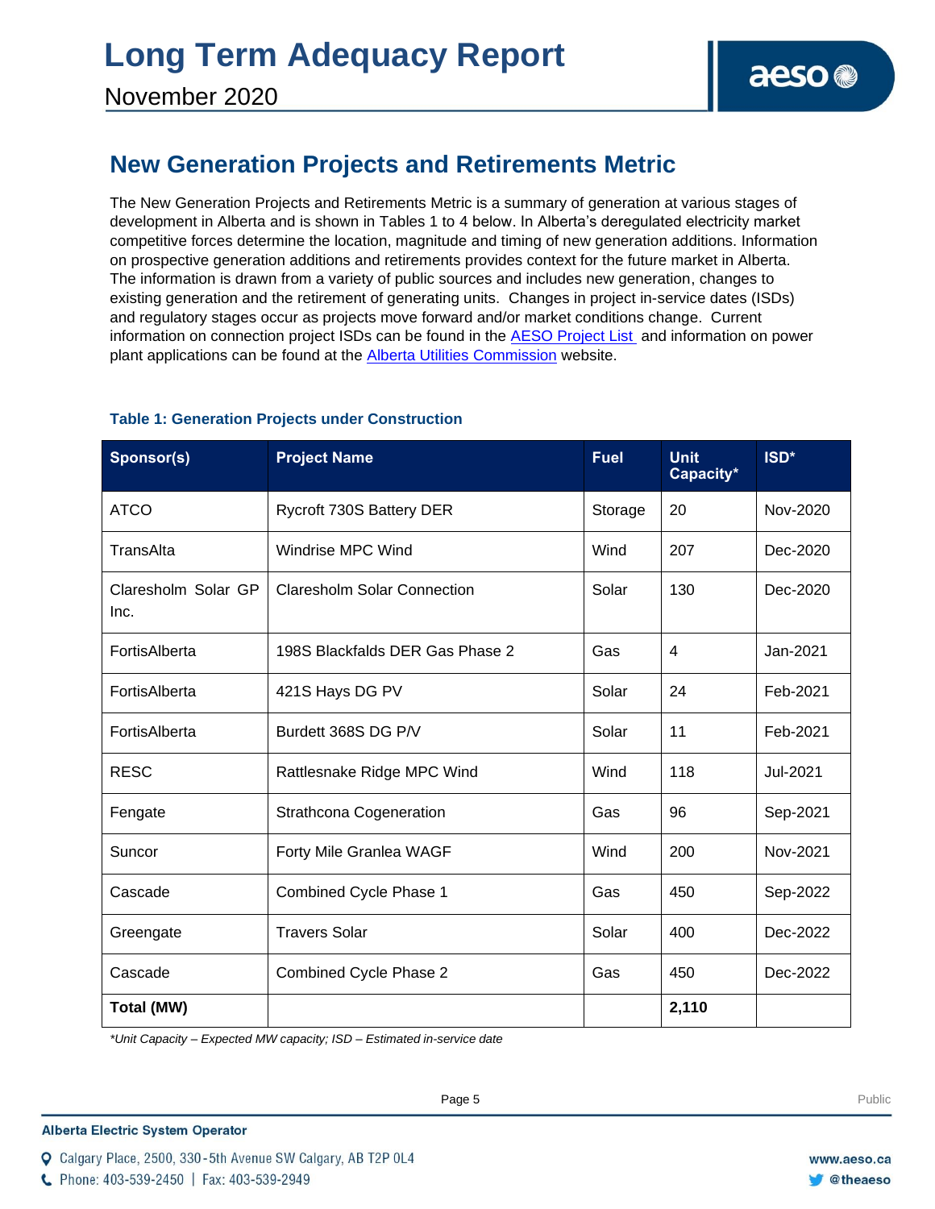## New Generation Projects and Retirements Metric

The New Generation Projects and Retirements Metric is a summary of generation at various stages of development in Alberta and is shown in Tables 1 to 4 below. In Alberta's deregulated electricity market competitive forces determine the location, magnitude and timing of new generation additions. Information on prospective generation additions and retirements provides context for the future market in Alberta. The information is drawn from a variety of public sources and includes new generation, changes to existing generation and the retirement of generating units. Changes in project in-service dates (ISDs) and regulatory stages occur as projects move forward and/or market conditions change. Current information on connection project ISDs can be found in the AESO Project List and information on power plant applications can be found at the Alberta Utilities Commission website.

**Table 1: Generation Projects under Construction**

| Sponsor(s) | Project Name | Fuel | Unit Capacity* | ISD* |
|---|---|---|---|---|
| ATCO | Rycroft 730S Battery DER | Storage | 20 | Nov-2020 |
| TransAlta | Windrise MPC Wind | Wind | 207 | Dec-2020 |
| Claresholm Solar GP Inc. | Claresholm Solar Connection | Solar | 130 | Dec-2020 |
| FortisAlberta | 198S Blackfalds DER Gas Phase 2 | Gas | 4 | Jan-2021 |
| FortisAlberta | 421S Hays DG PV | Solar | 24 | Feb-2021 |
| FortisAlberta | Burdett 368S DG P/V | Solar | 11 | Feb-2021 |
| RESC | Rattlesnake Ridge MPC Wind | Wind | 118 | Jul-2021 |
| Fengate | Strathcona Cogeneration | Gas | 96 | Sep-2021 |
| Suncor | Forty Mile Granlea WAGF | Wind | 200 | Nov-2021 |
| Cascade | Combined Cycle Phase 1 | Gas | 450 | Sep-2022 |
| Greengate | Travers Solar | Solar | 400 | Dec-2022 |
| Cascade | Combined Cycle Phase 2 | Gas | 450 | Dec-2022 |
| **Total (MW)** | | | **2,110** | |

*\*Unit Capacity – Expected MW capacity; ISD – Estimated in-service date*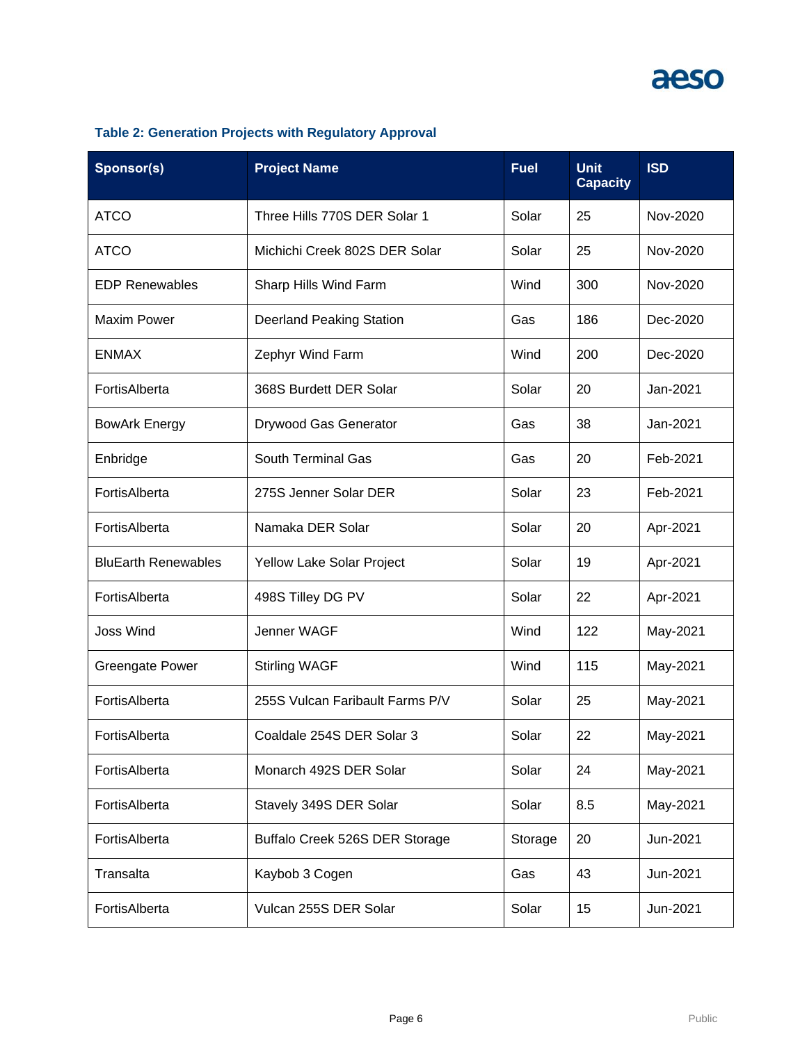### Table 2: Generation Projects with Regulatory Approval

| Sponsor(s) | Project Name | Fuel | Unit Capacity | ISD |
|---|---|---|---|---|
| ATCO | Three Hills 770S DER Solar 1 | Solar | 25 | Nov-2020 |
| ATCO | Michichi Creek 802S DER Solar | Solar | 25 | Nov-2020 |
| EDP Renewables | Sharp Hills Wind Farm | Wind | 300 | Nov-2020 |
| Maxim Power | Deerland Peaking Station | Gas | 186 | Dec-2020 |
| ENMAX | Zephyr Wind Farm | Wind | 200 | Dec-2020 |
| FortisAlberta | 368S Burdett DER Solar | Solar | 20 | Jan-2021 |
| BowArk Energy | Drywood Gas Generator | Gas | 38 | Jan-2021 |
| Enbridge | South Terminal Gas | Gas | 20 | Feb-2021 |
| FortisAlberta | 275S Jenner Solar DER | Solar | 23 | Feb-2021 |
| FortisAlberta | Namaka DER Solar | Solar | 20 | Apr-2021 |
| BluEarth Renewables | Yellow Lake Solar Project | Solar | 19 | Apr-2021 |
| FortisAlberta | 498S Tilley DG PV | Solar | 22 | Apr-2021 |
| Joss Wind | Jenner WAGF | Wind | 122 | May-2021 |
| Greengate Power | Stirling WAGF | Wind | 115 | May-2021 |
| FortisAlberta | 255S Vulcan Faribault Farms P/V | Solar | 25 | May-2021 |
| FortisAlberta | Coaldale 254S DER Solar 3 | Solar | 22 | May-2021 |
| FortisAlberta | Monarch 492S DER Solar | Solar | 24 | May-2021 |
| FortisAlberta | Stavely 349S DER Solar | Solar | 8.5 | May-2021 |
| FortisAlberta | Buffalo Creek 526S DER Storage | Storage | 20 | Jun-2021 |
| Transalta | Kaybob 3 Cogen | Gas | 43 | Jun-2021 |
| FortisAlberta | Vulcan 255S DER Solar | Solar | 15 | Jun-2021 |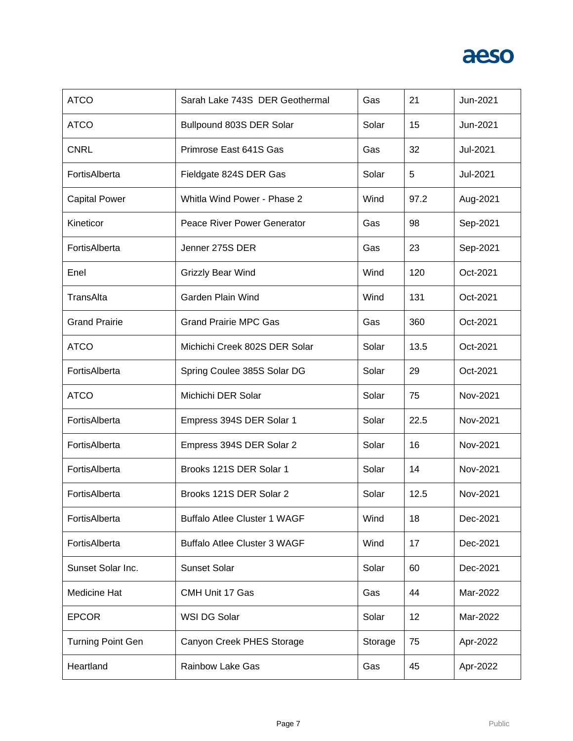| | | | | |
|---|---|---|---|---|
| ATCO | Sarah Lake 743S DER Geothermal | Gas | 21 | Jun-2021 |
| ATCO | Bullpound 803S DER Solar | Solar | 15 | Jun-2021 |
| CNRL | Primrose East 641S Gas | Gas | 32 | Jul-2021 |
| FortisAlberta | Fieldgate 824S DER Gas | Solar | 5 | Jul-2021 |
| Capital Power | Whitla Wind Power - Phase 2 | Wind | 97.2 | Aug-2021 |
| Kineticor | Peace River Power Generator | Gas | 98 | Sep-2021 |
| FortisAlberta | Jenner 275S DER | Gas | 23 | Sep-2021 |
| Enel | Grizzly Bear Wind | Wind | 120 | Oct-2021 |
| TransAlta | Garden Plain Wind | Wind | 131 | Oct-2021 |
| Grand Prairie | Grand Prairie MPC Gas | Gas | 360 | Oct-2021 |
| ATCO | Michichi Creek 802S DER Solar | Solar | 13.5 | Oct-2021 |
| FortisAlberta | Spring Coulee 385S Solar DG | Solar | 29 | Oct-2021 |
| ATCO | Michichi DER Solar | Solar | 75 | Nov-2021 |
| FortisAlberta | Empress 394S DER Solar 1 | Solar | 22.5 | Nov-2021 |
| FortisAlberta | Empress 394S DER Solar 2 | Solar | 16 | Nov-2021 |
| FortisAlberta | Brooks 121S DER Solar 1 | Solar | 14 | Nov-2021 |
| FortisAlberta | Brooks 121S DER Solar 2 | Solar | 12.5 | Nov-2021 |
| FortisAlberta | Buffalo Atlee Cluster 1 WAGF | Wind | 18 | Dec-2021 |
| FortisAlberta | Buffalo Atlee Cluster 3 WAGF | Wind | 17 | Dec-2021 |
| Sunset Solar Inc. | Sunset Solar | Solar | 60 | Dec-2021 |
| Medicine Hat | CMH Unit 17 Gas | Gas | 44 | Mar-2022 |
| EPCOR | WSI DG Solar | Solar | 12 | Mar-2022 |
| Turning Point Gen | Canyon Creek PHES Storage | Storage | 75 | Apr-2022 |
| Heartland | Rainbow Lake Gas | Gas | 45 | Apr-2022 |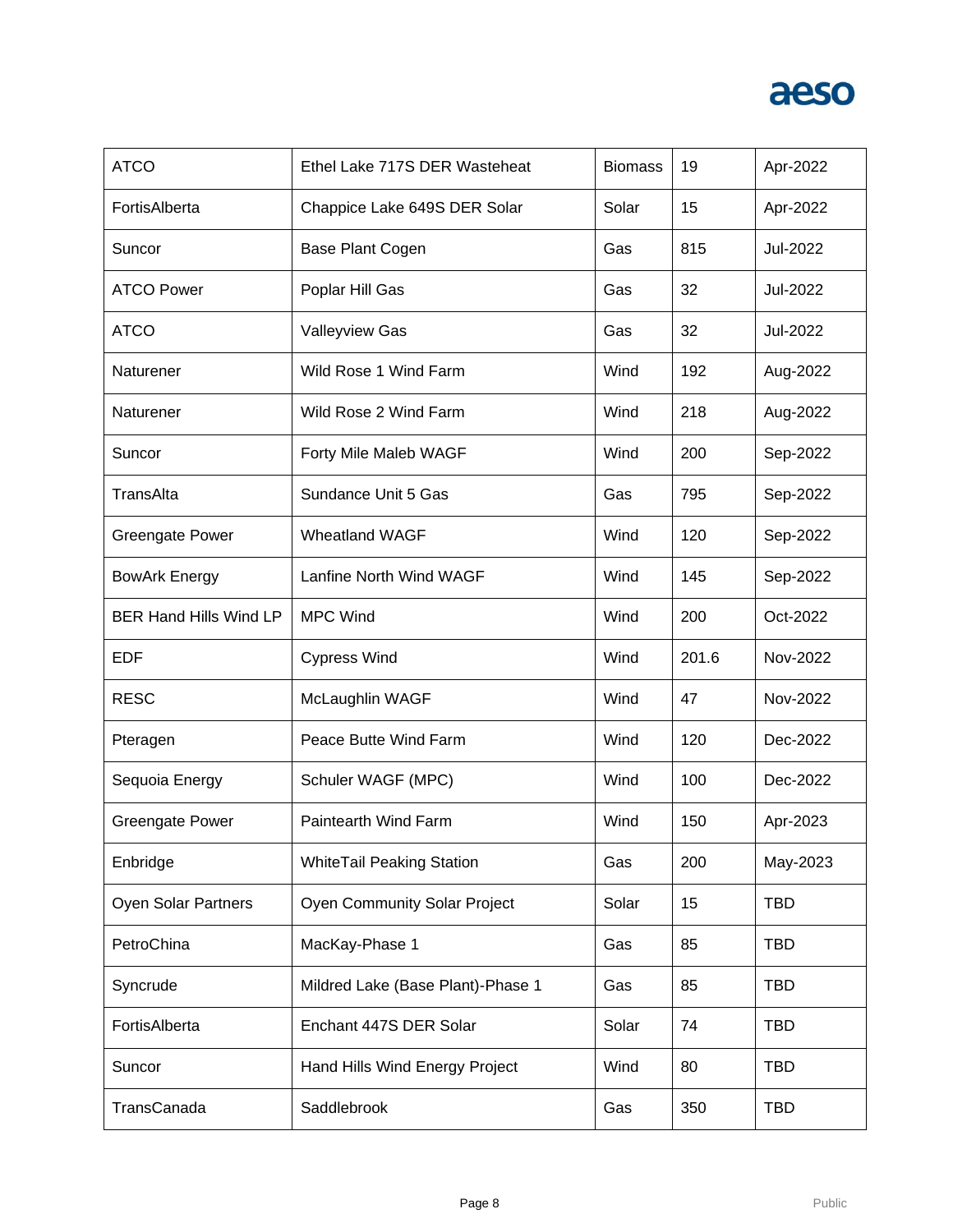| | | | | |
|---|---|---|---|---|
| ATCO | Ethel Lake 717S DER Wasteheat | Biomass | 19 | Apr-2022 |
| FortisAlberta | Chappice Lake 649S DER Solar | Solar | 15 | Apr-2022 |
| Suncor | Base Plant Cogen | Gas | 815 | Jul-2022 |
| ATCO Power | Poplar Hill Gas | Gas | 32 | Jul-2022 |
| ATCO | Valleyview Gas | Gas | 32 | Jul-2022 |
| Naturener | Wild Rose 1 Wind Farm | Wind | 192 | Aug-2022 |
| Naturener | Wild Rose 2 Wind Farm | Wind | 218 | Aug-2022 |
| Suncor | Forty Mile Maleb WAGF | Wind | 200 | Sep-2022 |
| TransAlta | Sundance Unit 5 Gas | Gas | 795 | Sep-2022 |
| Greengate Power | Wheatland WAGF | Wind | 120 | Sep-2022 |
| BowArk Energy | Lanfine North Wind WAGF | Wind | 145 | Sep-2022 |
| BER Hand Hills Wind LP | MPC Wind | Wind | 200 | Oct-2022 |
| EDF | Cypress Wind | Wind | 201.6 | Nov-2022 |
| RESC | McLaughlin WAGF | Wind | 47 | Nov-2022 |
| Pteragen | Peace Butte Wind Farm | Wind | 120 | Dec-2022 |
| Sequoia Energy | Schuler WAGF (MPC) | Wind | 100 | Dec-2022 |
| Greengate Power | Paintearth Wind Farm | Wind | 150 | Apr-2023 |
| Enbridge | WhiteTail Peaking Station | Gas | 200 | May-2023 |
| Oyen Solar Partners | Oyen Community Solar Project | Solar | 15 | TBD |
| PetroChina | MacKay-Phase 1 | Gas | 85 | TBD |
| Syncrude | Mildred Lake (Base Plant)-Phase 1 | Gas | 85 | TBD |
| FortisAlberta | Enchant 447S DER Solar | Solar | 74 | TBD |
| Suncor | Hand Hills Wind Energy Project | Wind | 80 | TBD |
| TransCanada | Saddlebrook | Gas | 350 | TBD |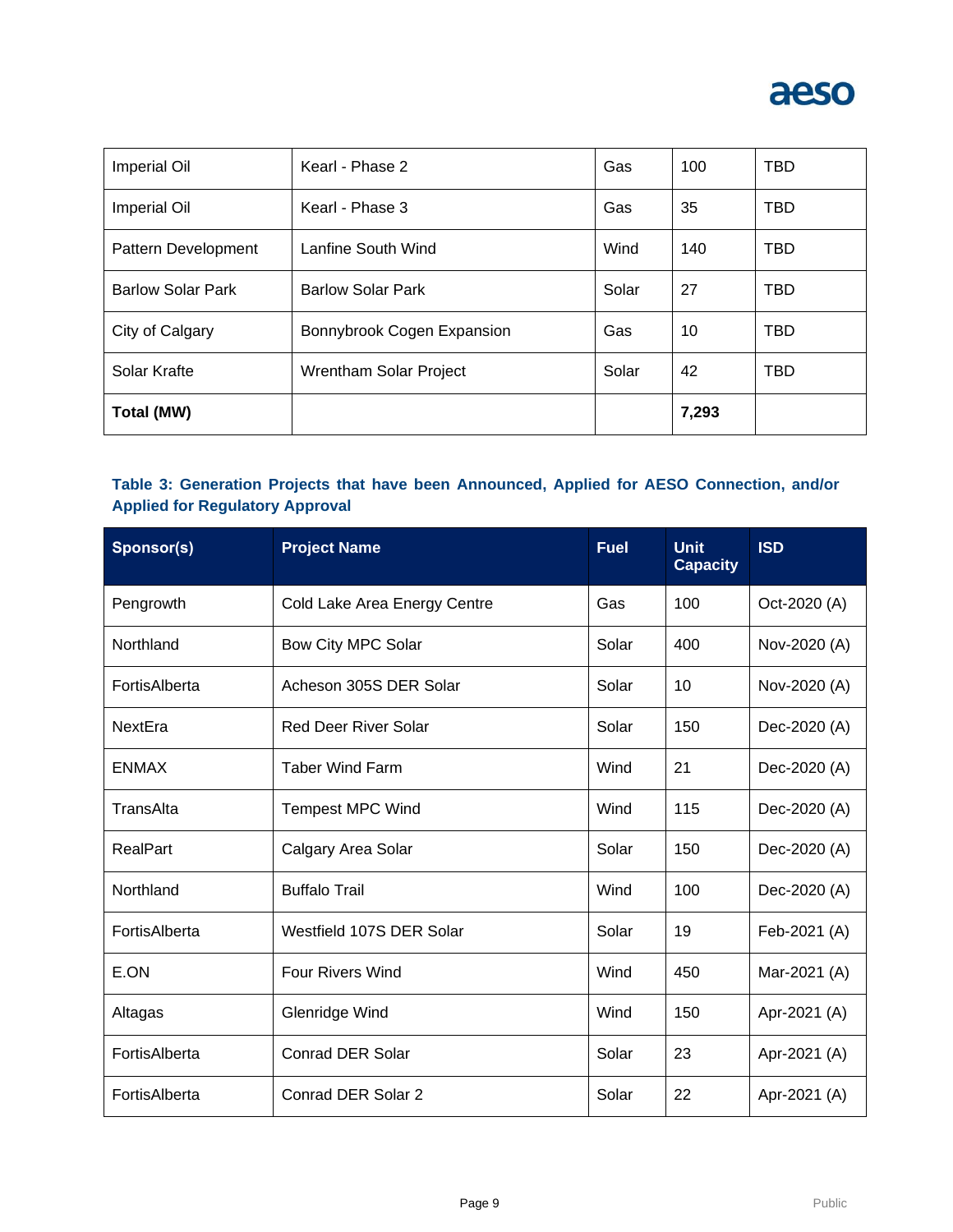| | | | | |
|---|---|---|---|---|
| Imperial Oil | Kearl - Phase 2 | Gas | 100 | TBD |
| Imperial Oil | Kearl - Phase 3 | Gas | 35 | TBD |
| Pattern Development | Lanfine South Wind | Wind | 140 | TBD |
| Barlow Solar Park | Barlow Solar Park | Solar | 27 | TBD |
| City of Calgary | Bonnybrook Cogen Expansion | Gas | 10 | TBD |
| Solar Krafte | Wrentham Solar Project | Solar | 42 | TBD |
| **Total (MW)** | | | **7,293** | |

### Table 3: Generation Projects that have been Announced, Applied for AESO Connection, and/or Applied for Regulatory Approval

| Sponsor(s) | Project Name | Fuel | Unit Capacity | ISD |
|---|---|---|---|---|
| Pengrowth | Cold Lake Area Energy Centre | Gas | 100 | Oct-2020 (A) |
| Northland | Bow City MPC Solar | Solar | 400 | Nov-2020 (A) |
| FortisAlberta | Acheson 305S DER Solar | Solar | 10 | Nov-2020 (A) |
| NextEra | Red Deer River Solar | Solar | 150 | Dec-2020 (A) |
| ENMAX | Taber Wind Farm | Wind | 21 | Dec-2020 (A) |
| TransAlta | Tempest MPC Wind | Wind | 115 | Dec-2020 (A) |
| RealPart | Calgary Area Solar | Solar | 150 | Dec-2020 (A) |
| Northland | Buffalo Trail | Wind | 100 | Dec-2020 (A) |
| FortisAlberta | Westfield 107S DER Solar | Solar | 19 | Feb-2021 (A) |
| E.ON | Four Rivers Wind | Wind | 450 | Mar-2021 (A) |
| Altagas | Glenridge Wind | Wind | 150 | Apr-2021 (A) |
| FortisAlberta | Conrad DER Solar | Solar | 23 | Apr-2021 (A) |
| FortisAlberta | Conrad DER Solar 2 | Solar | 22 | Apr-2021 (A) |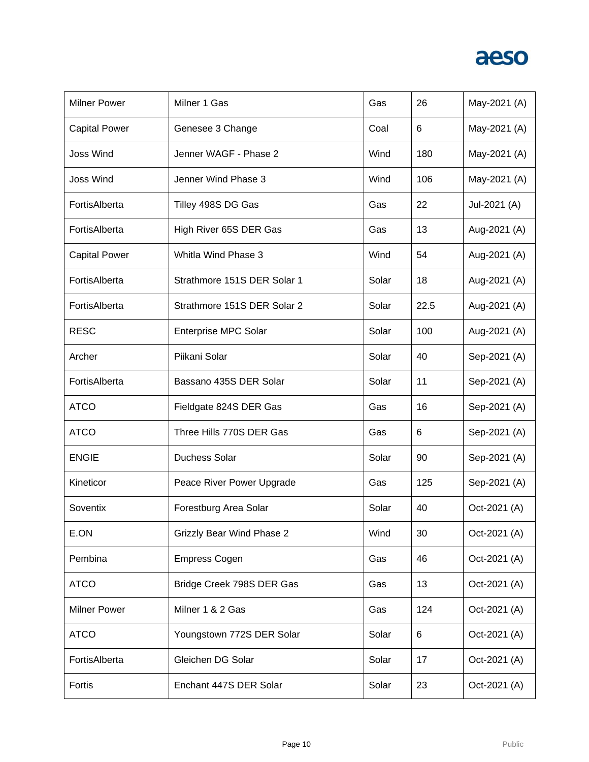| | | | | |
|---|---|---|---|---|
| Milner Power | Milner 1 Gas | Gas | 26 | May-2021 (A) |
| Capital Power | Genesee 3 Change | Coal | 6 | May-2021 (A) |
| Joss Wind | Jenner WAGF - Phase 2 | Wind | 180 | May-2021 (A) |
| Joss Wind | Jenner Wind Phase 3 | Wind | 106 | May-2021 (A) |
| FortisAlberta | Tilley 498S DG Gas | Gas | 22 | Jul-2021 (A) |
| FortisAlberta | High River 65S DER Gas | Gas | 13 | Aug-2021 (A) |
| Capital Power | Whitla Wind Phase 3 | Wind | 54 | Aug-2021 (A) |
| FortisAlberta | Strathmore 151S DER Solar 1 | Solar | 18 | Aug-2021 (A) |
| FortisAlberta | Strathmore 151S DER Solar 2 | Solar | 22.5 | Aug-2021 (A) |
| RESC | Enterprise MPC Solar | Solar | 100 | Aug-2021 (A) |
| Archer | Piikani Solar | Solar | 40 | Sep-2021 (A) |
| FortisAlberta | Bassano 435S DER Solar | Solar | 11 | Sep-2021 (A) |
| ATCO | Fieldgate 824S DER Gas | Gas | 16 | Sep-2021 (A) |
| ATCO | Three Hills 770S DER Gas | Gas | 6 | Sep-2021 (A) |
| ENGIE | Duchess Solar | Solar | 90 | Sep-2021 (A) |
| Kineticor | Peace River Power Upgrade | Gas | 125 | Sep-2021 (A) |
| Soventix | Forestburg Area Solar | Solar | 40 | Oct-2021 (A) |
| E.ON | Grizzly Bear Wind Phase 2 | Wind | 30 | Oct-2021 (A) |
| Pembina | Empress Cogen | Gas | 46 | Oct-2021 (A) |
| ATCO | Bridge Creek 798S DER Gas | Gas | 13 | Oct-2021 (A) |
| Milner Power | Milner 1 & 2 Gas | Gas | 124 | Oct-2021 (A) |
| ATCO | Youngstown 772S DER Solar | Solar | 6 | Oct-2021 (A) |
| FortisAlberta | Gleichen DG Solar | Solar | 17 | Oct-2021 (A) |
| Fortis | Enchant 447S DER Solar | Solar | 23 | Oct-2021 (A) |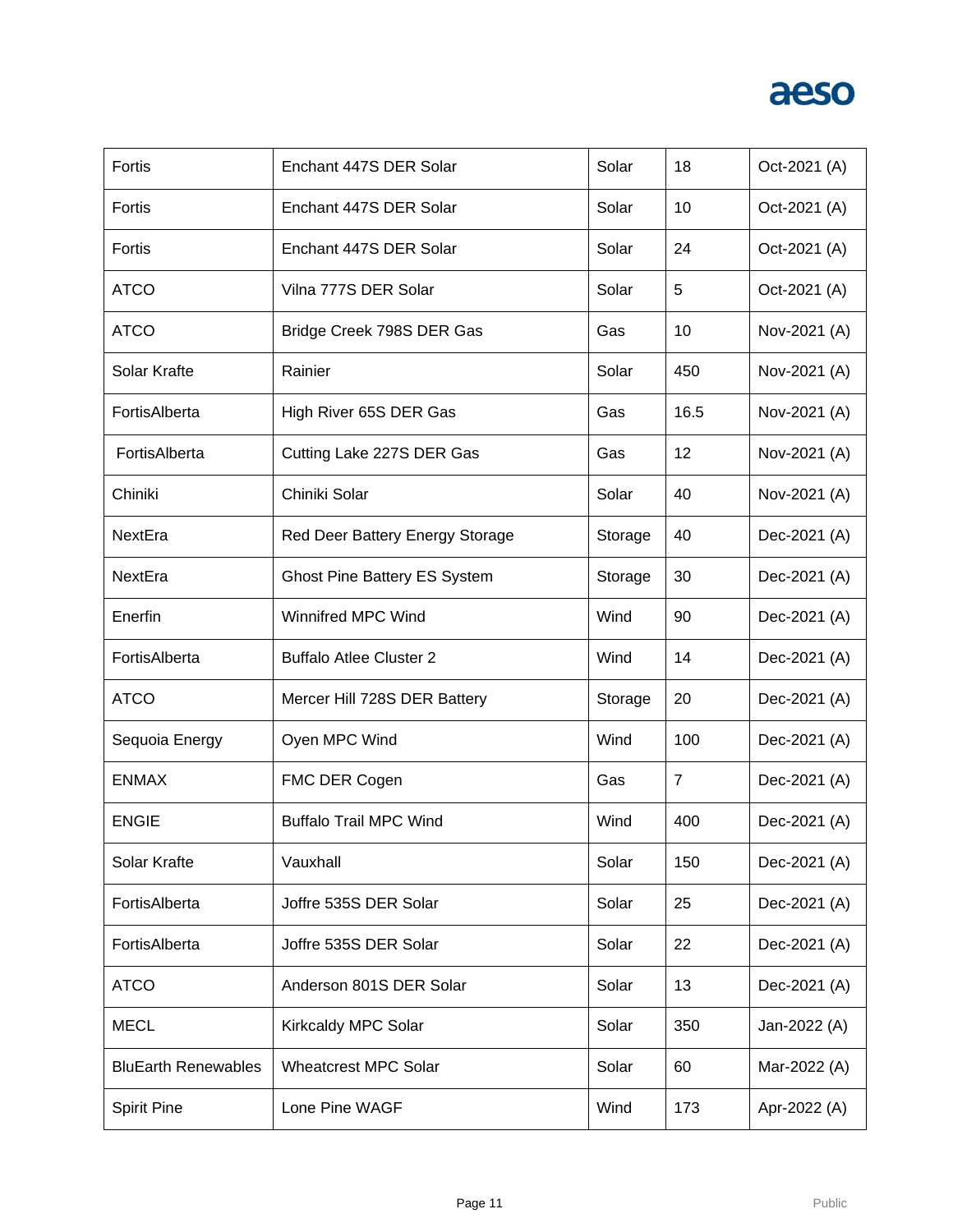| Fortis | Enchant 447S DER Solar | Solar | 18 | Oct-2021 (A) |
|---|---|---|---|---|
| Fortis | Enchant 447S DER Solar | Solar | 10 | Oct-2021 (A) |
| Fortis | Enchant 447S DER Solar | Solar | 24 | Oct-2021 (A) |
| ATCO | Vilna 777S DER Solar | Solar | 5 | Oct-2021 (A) |
| ATCO | Bridge Creek 798S DER Gas | Gas | 10 | Nov-2021 (A) |
| Solar Krafte | Rainier | Solar | 450 | Nov-2021 (A) |
| FortisAlberta | High River 65S DER Gas | Gas | 16.5 | Nov-2021 (A) |
| FortisAlberta | Cutting Lake 227S DER Gas | Gas | 12 | Nov-2021 (A) |
| Chiniki | Chiniki Solar | Solar | 40 | Nov-2021 (A) |
| NextEra | Red Deer Battery Energy Storage | Storage | 40 | Dec-2021 (A) |
| NextEra | Ghost Pine Battery ES System | Storage | 30 | Dec-2021 (A) |
| Enerfin | Winnifred MPC Wind | Wind | 90 | Dec-2021 (A) |
| FortisAlberta | Buffalo Atlee Cluster 2 | Wind | 14 | Dec-2021 (A) |
| ATCO | Mercer Hill 728S DER Battery | Storage | 20 | Dec-2021 (A) |
| Sequoia Energy | Oyen MPC Wind | Wind | 100 | Dec-2021 (A) |
| ENMAX | FMC DER Cogen | Gas | 7 | Dec-2021 (A) |
| ENGIE | Buffalo Trail MPC Wind | Wind | 400 | Dec-2021 (A) |
| Solar Krafte | Vauxhall | Solar | 150 | Dec-2021 (A) |
| FortisAlberta | Joffre 535S DER Solar | Solar | 25 | Dec-2021 (A) |
| FortisAlberta | Joffre 535S DER Solar | Solar | 22 | Dec-2021 (A) |
| ATCO | Anderson 801S DER Solar | Solar | 13 | Dec-2021 (A) |
| MECL | Kirkcaldy MPC Solar | Solar | 350 | Jan-2022 (A) |
| BluEarth Renewables | Wheatcrest MPC Solar | Solar | 60 | Mar-2022 (A) |
| Spirit Pine | Lone Pine WAGF | Wind | 173 | Apr-2022 (A) |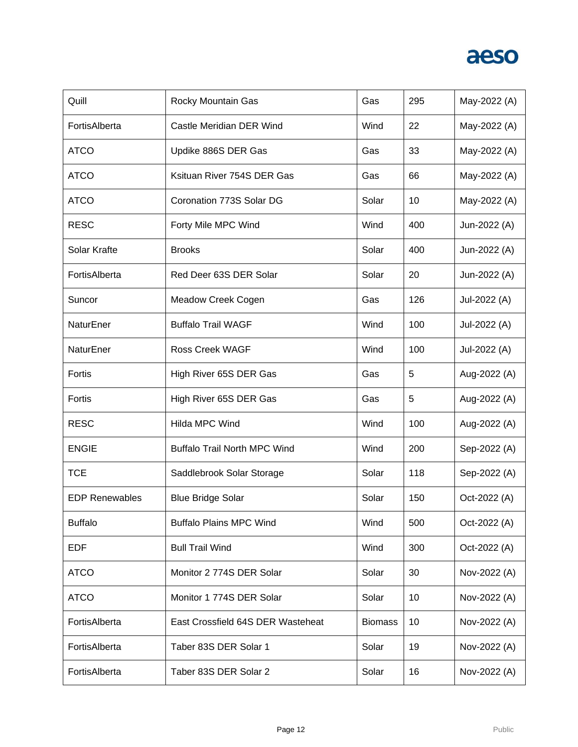| | | | | |
|---|---|---|---|---|
| Quill | Rocky Mountain Gas | Gas | 295 | May-2022 (A) |
| FortisAlberta | Castle Meridian DER Wind | Wind | 22 | May-2022 (A) |
| ATCO | Updike 886S DER Gas | Gas | 33 | May-2022 (A) |
| ATCO | Ksituan River 754S DER Gas | Gas | 66 | May-2022 (A) |
| ATCO | Coronation 773S Solar DG | Solar | 10 | May-2022 (A) |
| RESC | Forty Mile MPC Wind | Wind | 400 | Jun-2022 (A) |
| Solar Krafte | Brooks | Solar | 400 | Jun-2022 (A) |
| FortisAlberta | Red Deer 63S DER Solar | Solar | 20 | Jun-2022 (A) |
| Suncor | Meadow Creek Cogen | Gas | 126 | Jul-2022 (A) |
| NaturEner | Buffalo Trail WAGF | Wind | 100 | Jul-2022 (A) |
| NaturEner | Ross Creek WAGF | Wind | 100 | Jul-2022 (A) |
| Fortis | High River 65S DER Gas | Gas | 5 | Aug-2022 (A) |
| Fortis | High River 65S DER Gas | Gas | 5 | Aug-2022 (A) |
| RESC | Hilda MPC Wind | Wind | 100 | Aug-2022 (A) |
| ENGIE | Buffalo Trail North MPC Wind | Wind | 200 | Sep-2022 (A) |
| TCE | Saddlebrook Solar Storage | Solar | 118 | Sep-2022 (A) |
| EDP Renewables | Blue Bridge Solar | Solar | 150 | Oct-2022 (A) |
| Buffalo | Buffalo Plains MPC Wind | Wind | 500 | Oct-2022 (A) |
| EDF | Bull Trail Wind | Wind | 300 | Oct-2022 (A) |
| ATCO | Monitor 2 774S DER Solar | Solar | 30 | Nov-2022 (A) |
| ATCO | Monitor 1 774S DER Solar | Solar | 10 | Nov-2022 (A) |
| FortisAlberta | East Crossfield 64S DER Wasteheat | Biomass | 10 | Nov-2022 (A) |
| FortisAlberta | Taber 83S DER Solar 1 | Solar | 19 | Nov-2022 (A) |
| FortisAlberta | Taber 83S DER Solar 2 | Solar | 16 | Nov-2022 (A) |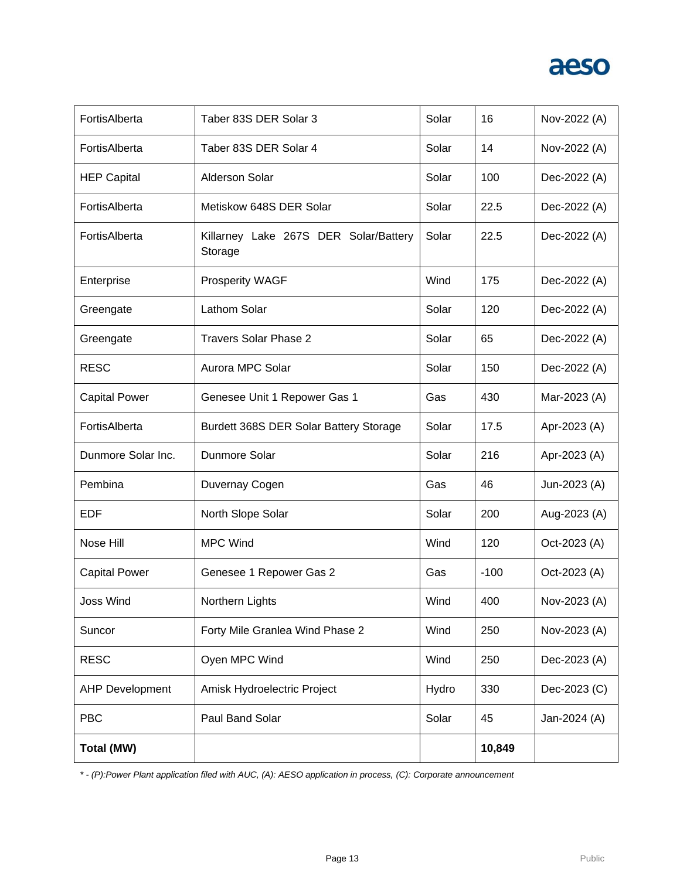| FortisAlberta | Taber 83S DER Solar 3 | Solar | 16 | Nov-2022 (A) |
|---|---|---|---|---|
| FortisAlberta | Taber 83S DER Solar 4 | Solar | 14 | Nov-2022 (A) |
| HEP Capital | Alderson Solar | Solar | 100 | Dec-2022 (A) |
| FortisAlberta | Metiskow 648S DER Solar | Solar | 22.5 | Dec-2022 (A) |
| FortisAlberta | Killarney Lake 267S DER Solar/Battery Storage | Solar | 22.5 | Dec-2022 (A) |
| Enterprise | Prosperity WAGF | Wind | 175 | Dec-2022 (A) |
| Greengate | Lathom Solar | Solar | 120 | Dec-2022 (A) |
| Greengate | Travers Solar Phase 2 | Solar | 65 | Dec-2022 (A) |
| RESC | Aurora MPC Solar | Solar | 150 | Dec-2022 (A) |
| Capital Power | Genesee Unit 1 Repower Gas 1 | Gas | 430 | Mar-2023 (A) |
| FortisAlberta | Burdett 368S DER Solar Battery Storage | Solar | 17.5 | Apr-2023 (A) |
| Dunmore Solar Inc. | Dunmore Solar | Solar | 216 | Apr-2023 (A) |
| Pembina | Duvernay Cogen | Gas | 46 | Jun-2023 (A) |
| EDF | North Slope Solar | Solar | 200 | Aug-2023 (A) |
| Nose Hill | MPC Wind | Wind | 120 | Oct-2023 (A) |
| Capital Power | Genesee 1 Repower Gas 2 | Gas | -100 | Oct-2023 (A) |
| Joss Wind | Northern Lights | Wind | 400 | Nov-2023 (A) |
| Suncor | Forty Mile Granlea Wind Phase 2 | Wind | 250 | Nov-2023 (A) |
| RESC | Oyen MPC Wind | Wind | 250 | Dec-2023 (A) |
| AHP Development | Amisk Hydroelectric Project | Hydro | 330 | Dec-2023 (C) |
| PBC | Paul Band Solar | Solar | 45 | Jan-2024 (A) |
| **Total (MW)** | | | **10,849** | |

*\* - (P):Power Plant application filed with AUC, (A): AESO application in process, (C): Corporate announcement*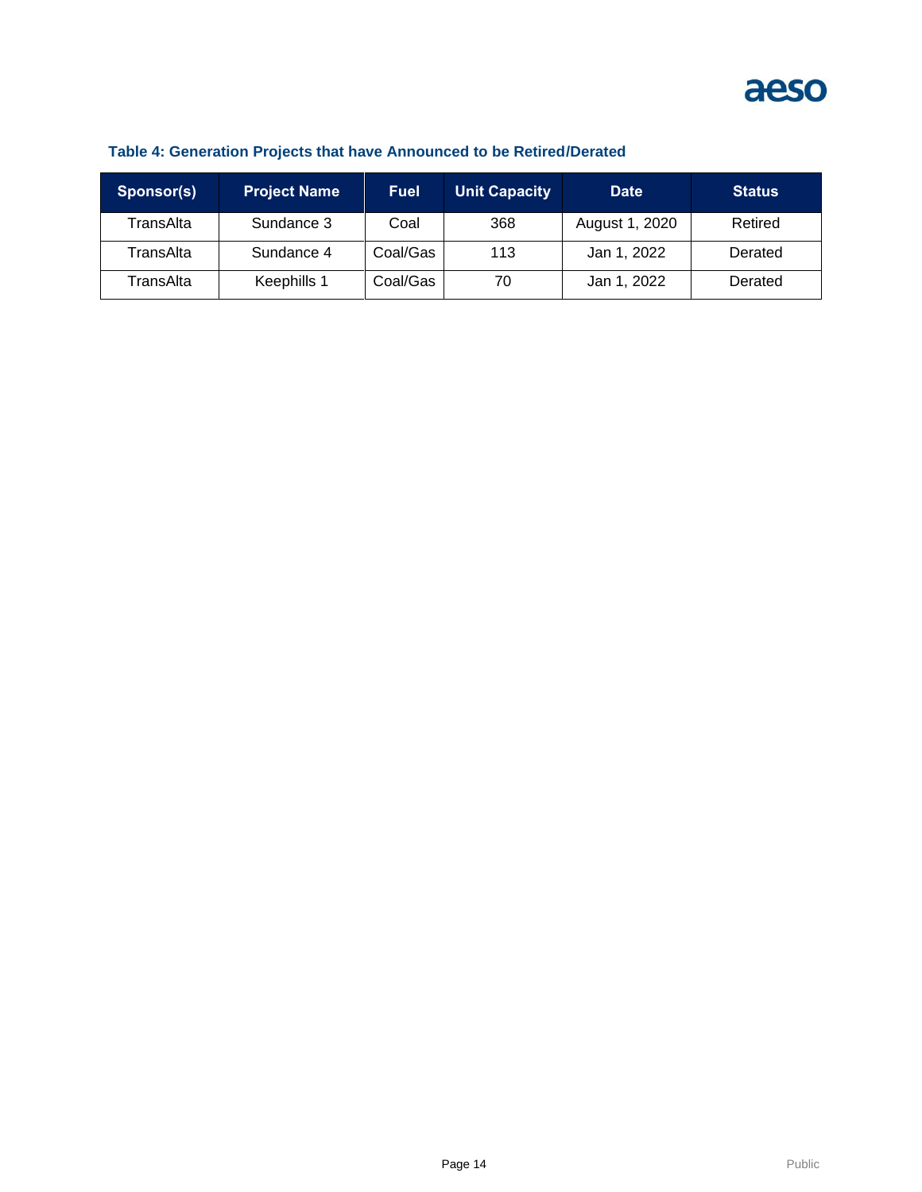**Table 4: Generation Projects that have Announced to be Retired/Derated**

| Sponsor(s) | Project Name | Fuel | Unit Capacity | Date | Status |
|---|---|---|---|---|---|
| TransAlta | Sundance 3 | Coal | 368 | August 1, 2020 | Retired |
| TransAlta | Sundance 4 | Coal/Gas | 113 | Jan 1, 2022 | Derated |
| TransAlta | Keephills 1 | Coal/Gas | 70 | Jan 1, 2022 | Derated |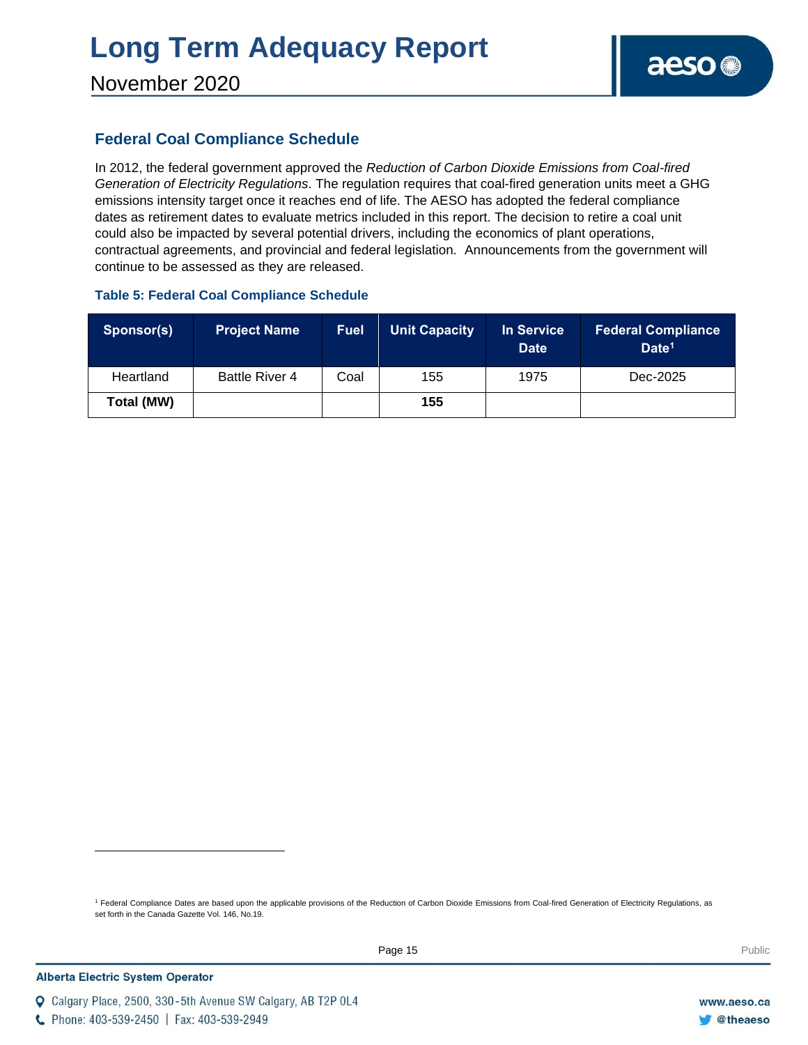## Federal Coal Compliance Schedule

In 2012, the federal government approved the *Reduction of Carbon Dioxide Emissions from Coal-fired Generation of Electricity Regulations*. The regulation requires that coal-fired generation units meet a GHG emissions intensity target once it reaches end of life. The AESO has adopted the federal compliance dates as retirement dates to evaluate metrics included in this report. The decision to retire a coal unit could also be impacted by several potential drivers, including the economics of plant operations, contractual agreements, and provincial and federal legislation. Announcements from the government will continue to be assessed as they are released.

### Table 5: Federal Coal Compliance Schedule

| Sponsor(s) | Project Name | Fuel | Unit Capacity | In Service Date | Federal Compliance Date[1] |
|---|---|---|---|---|---|
| Heartland | Battle River 4 | Coal | 155 | 1975 | Dec-2025 |
| **Total (MW)** | | | **155** | | |

[1] Federal Compliance Dates are based upon the applicable provisions of the Reduction of Carbon Dioxide Emissions from Coal-fired Generation of Electricity Regulations, as set forth in the Canada Gazette Vol. 146, No.19.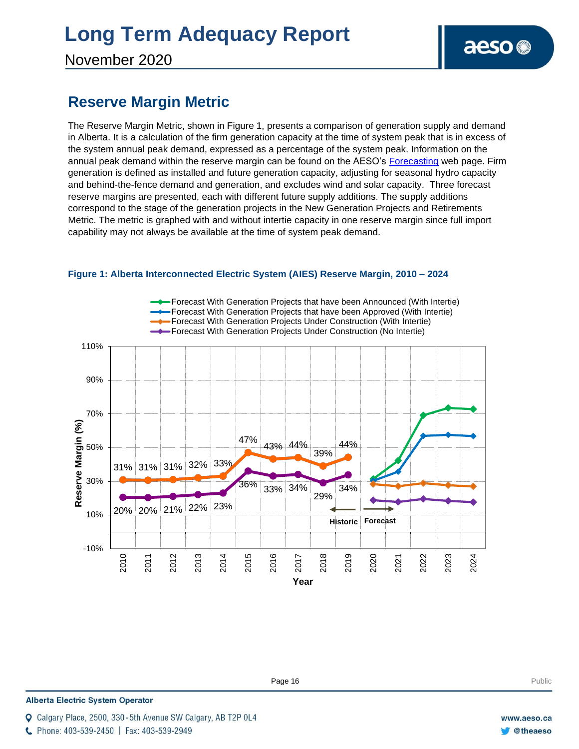## Reserve Margin Metric

The Reserve Margin Metric, shown in Figure 1, presents a comparison of generation supply and demand in Alberta. It is a calculation of the firm generation capacity at the time of system peak that is in excess of the system annual peak demand, expressed as a percentage of the system peak. Information on the annual peak demand within the reserve margin can be found on the AESO's Forecasting web page. Firm generation is defined as installed and future generation capacity, adjusting for seasonal hydro capacity and behind-the-fence demand and generation, and excludes wind and solar capacity. Three forecast reserve margins are presented, each with different future supply additions. The supply additions correspond to the stage of the generation projects in the New Generation Projects and Retirements Metric. The metric is graphed with and without intertie capacity in one reserve margin since full import capability may not always be available at the time of system peak demand.

**Figure 1: Alberta Interconnected Electric System (AIES) Reserve Margin, 2010 – 2024**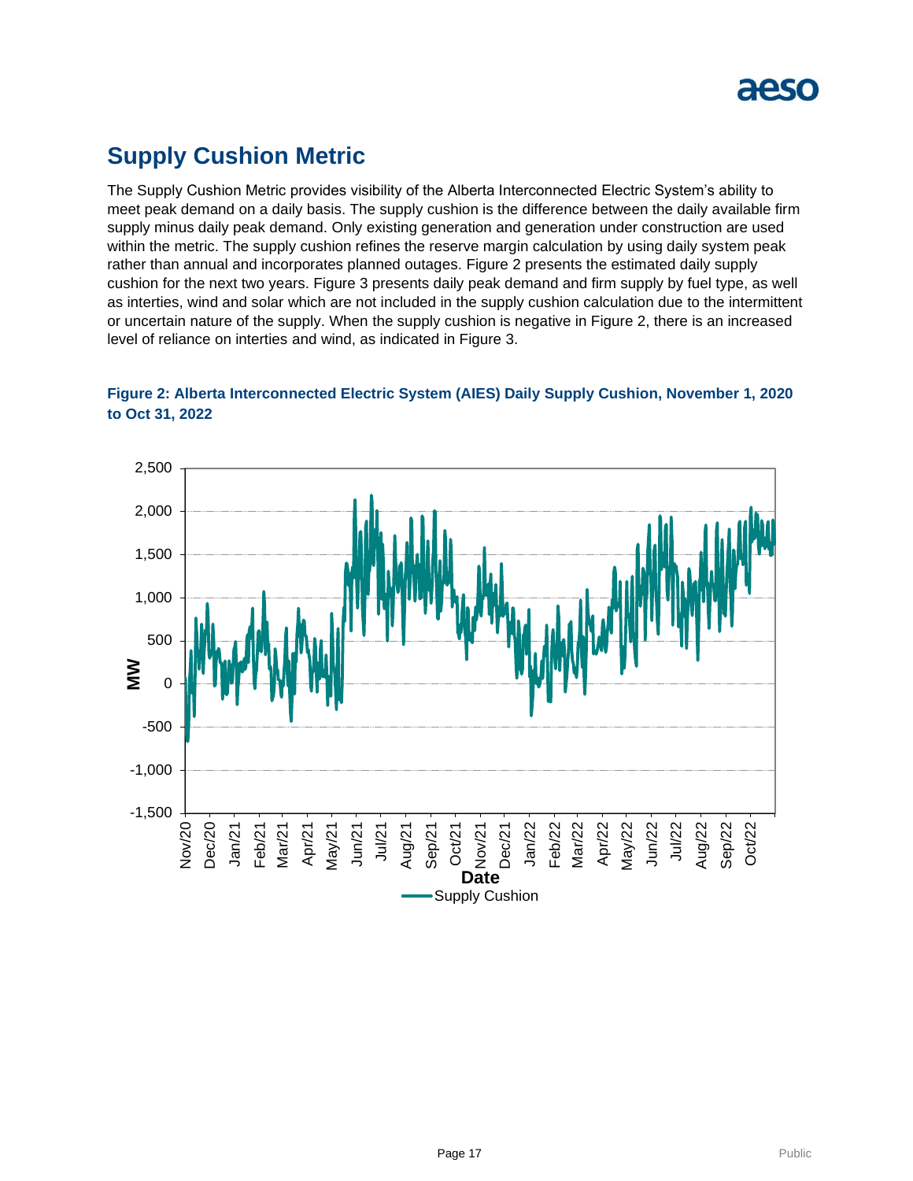## Supply Cushion Metric

The Supply Cushion Metric provides visibility of the Alberta Interconnected Electric System's ability to meet peak demand on a daily basis. The supply cushion is the difference between the daily available firm supply minus daily peak demand. Only existing generation and generation under construction are used within the metric. The supply cushion refines the reserve margin calculation by using daily system peak rather than annual and incorporates planned outages. Figure 2 presents the estimated daily supply cushion for the next two years. Figure 3 presents daily peak demand and firm supply by fuel type, as well as interties, wind and solar which are not included in the supply cushion calculation due to the intermittent or uncertain nature of the supply. When the supply cushion is negative in Figure 2, there is an increased level of reliance on interties and wind, as indicated in Figure 3.

**Figure 2: Alberta Interconnected Electric System (AIES) Daily Supply Cushion, November 1, 2020 to Oct 31, 2022**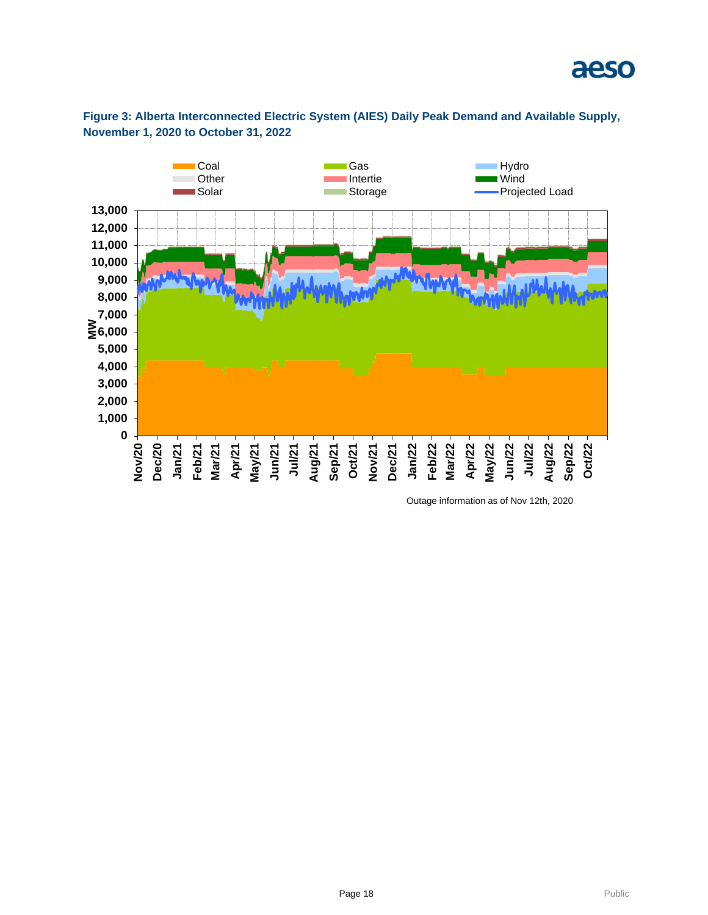**Figure 3: Alberta Interconnected Electric System (AIES) Daily Peak Demand and Available Supply, November 1, 2020 to October 31, 2022**

Outage information as of Nov 12th, 2020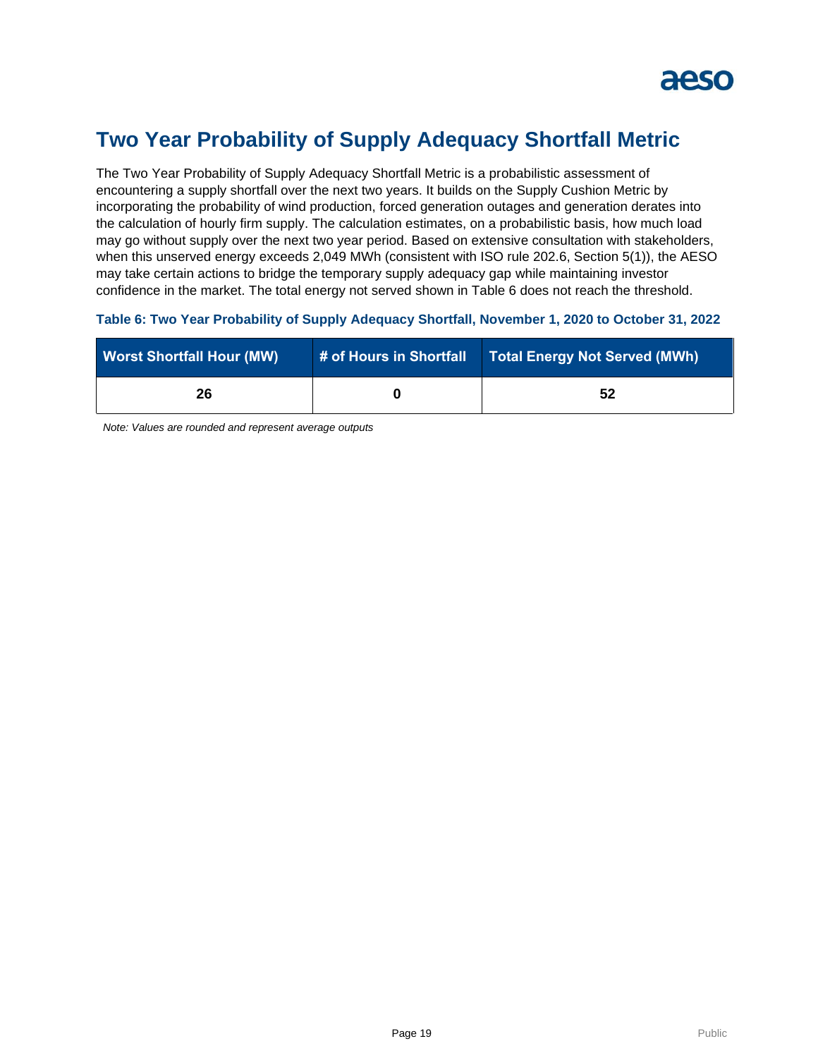# Two Year Probability of Supply Adequacy Shortfall Metric

The Two Year Probability of Supply Adequacy Shortfall Metric is a probabilistic assessment of encountering a supply shortfall over the next two years. It builds on the Supply Cushion Metric by incorporating the probability of wind production, forced generation outages and generation derates into the calculation of hourly firm supply. The calculation estimates, on a probabilistic basis, how much load may go without supply over the next two year period. Based on extensive consultation with stakeholders, when this unserved energy exceeds 2,049 MWh (consistent with ISO rule 202.6, Section 5(1)), the AESO may take certain actions to bridge the temporary supply adequacy gap while maintaining investor confidence in the market. The total energy not served shown in Table 6 does not reach the threshold.

**Table 6: Two Year Probability of Supply Adequacy Shortfall, November 1, 2020 to October 31, 2022**

| Worst Shortfall Hour (MW) | # of Hours in Shortfall | Total Energy Not Served (MWh) |
|---|---|---|
| 26 | 0 | 52 |

*Note: Values are rounded and represent average outputs*